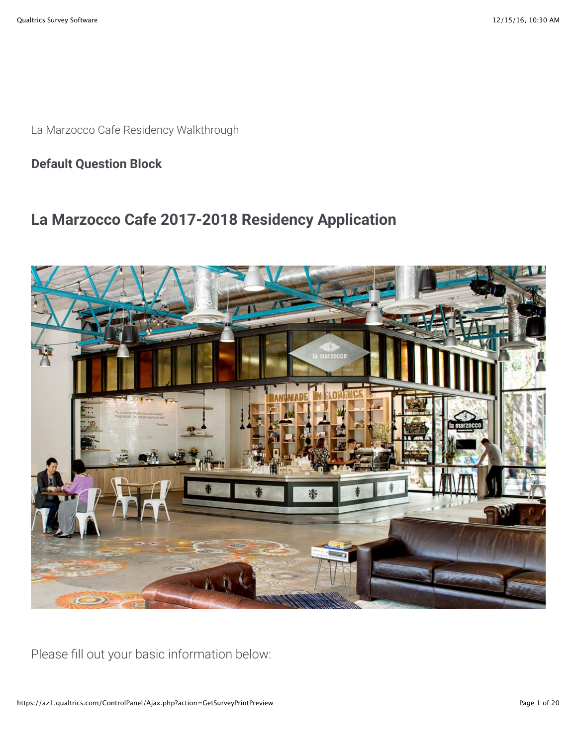La Marzocco Cafe Residency Walkthrough

## Default Question Block

# La Marzocco Cafe 2017-2018 Residency Application

Please fill out your basic information below: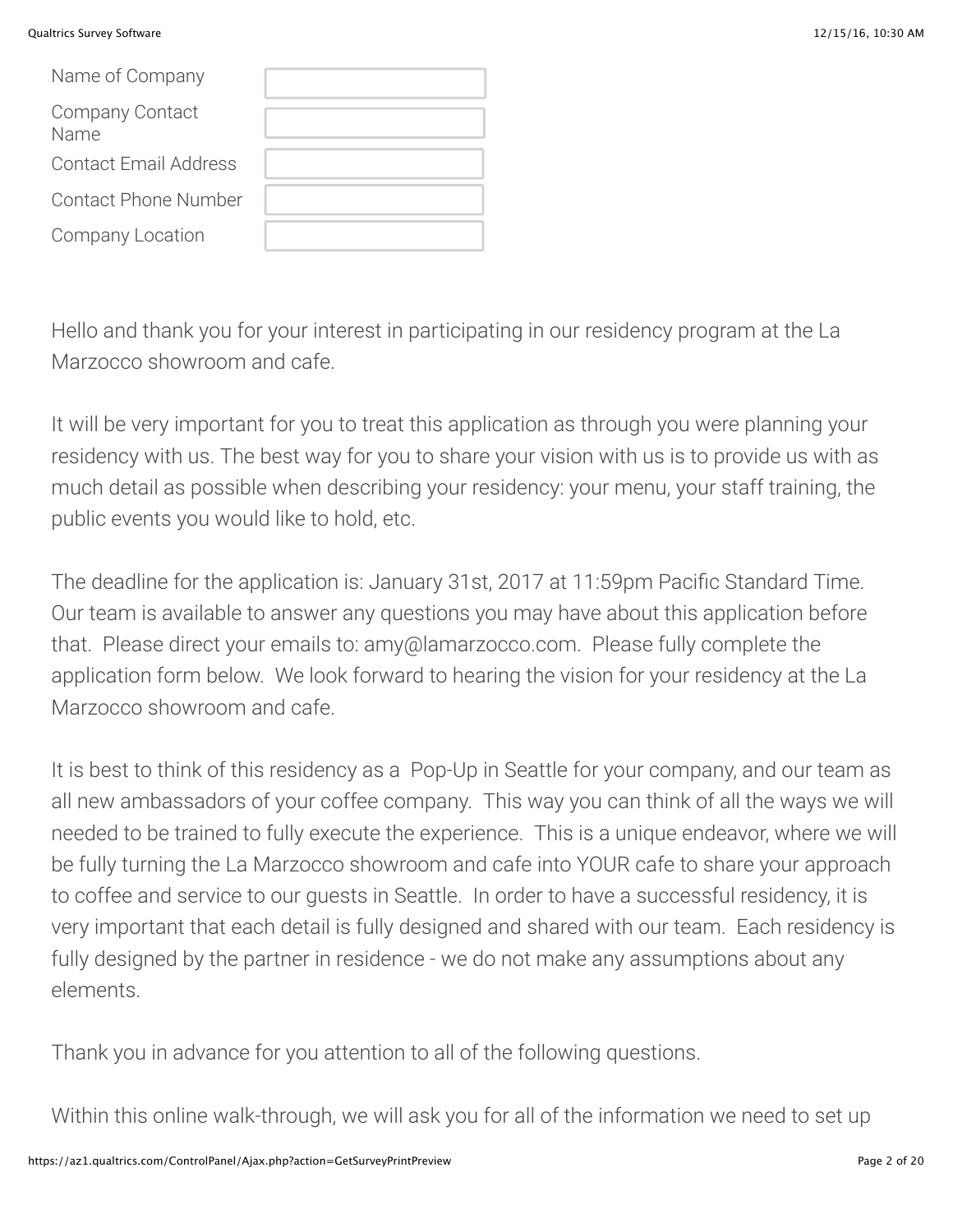| Name of Company | |
|---|---|
| Company Contact Name | |
| Contact Email Address | |
| Contact Phone Number | |
| Company Location | |

Hello and thank you for your interest in participating in our residency program at the La Marzocco showroom and cafe.

It will be very important for you to treat this application as through you were planning your residency with us. The best way for you to share your vision with us is to provide us with as much detail as possible when describing your residency: your menu, your staff training, the public events you would like to hold, etc.

The deadline for the application is: January 31st, 2017 at 11:59pm Pacific Standard Time. Our team is available to answer any questions you may have about this application before that. Please direct your emails to: amy@lamarzocco.com. Please fully complete the application form below. We look forward to hearing the vision for your residency at the La Marzocco showroom and cafe.

It is best to think of this residency as a Pop-Up in Seattle for your company, and our team as all new ambassadors of your coffee company. This way you can think of all the ways we will needed to be trained to fully execute the experience. This is a unique endeavor, where we will be fully turning the La Marzocco showroom and cafe into YOUR cafe to share your approach to coffee and service to our guests in Seattle. In order to have a successful residency, it is very important that each detail is fully designed and shared with our team. Each residency is fully designed by the partner in residence - we do not make any assumptions about any elements.

Thank you in advance for you attention to all of the following questions.

Within this online walk-through, we will ask you for all of the information we need to set up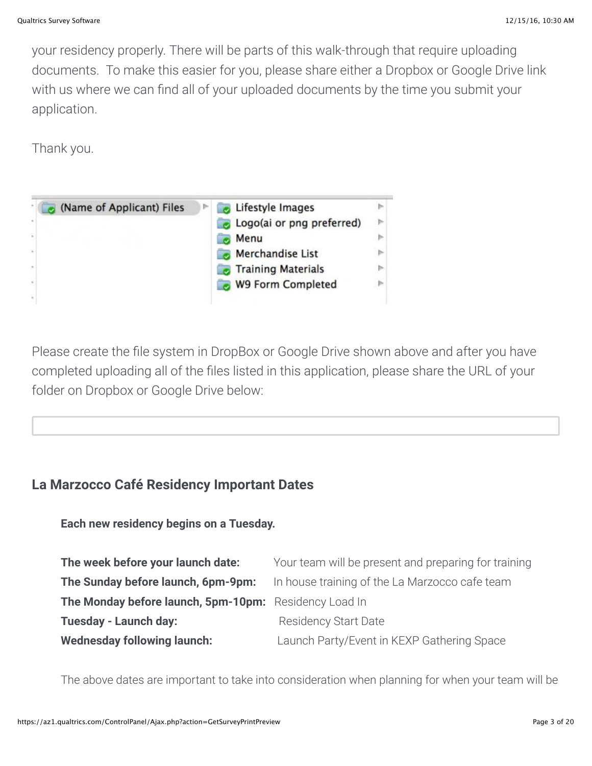your residency properly. There will be parts of this walk-through that require uploading documents. To make this easier for you, please share either a Dropbox or Google Drive link with us where we can find all of your uploaded documents by the time you submit your application.

Thank you.

- (Name of Applicant) Files
  - Lifestyle Images
  - Logo(ai or png preferred)
  - Menu
  - Merchandise List
  - Training Materials
  - W9 Form Completed

Please create the file system in DropBox or Google Drive shown above and after you have completed uploading all of the files listed in this application, please share the URL of your folder on Dropbox or Google Drive below:

## La Marzocco Café Residency Important Dates

**Each new residency begins on a Tuesday.**

| | |
|---|---|
| **The week before your launch date:** | Your team will be present and preparing for training |
| **The Sunday before launch, 6pm-9pm:** | In house training of the La Marzocco cafe team |
| **The Monday before launch, 5pm-10pm:** | Residency Load In |
| **Tuesday - Launch day:** | Residency Start Date |
| **Wednesday following launch:** | Launch Party/Event in KEXP Gathering Space |

The above dates are important to take into consideration when planning for when your team will be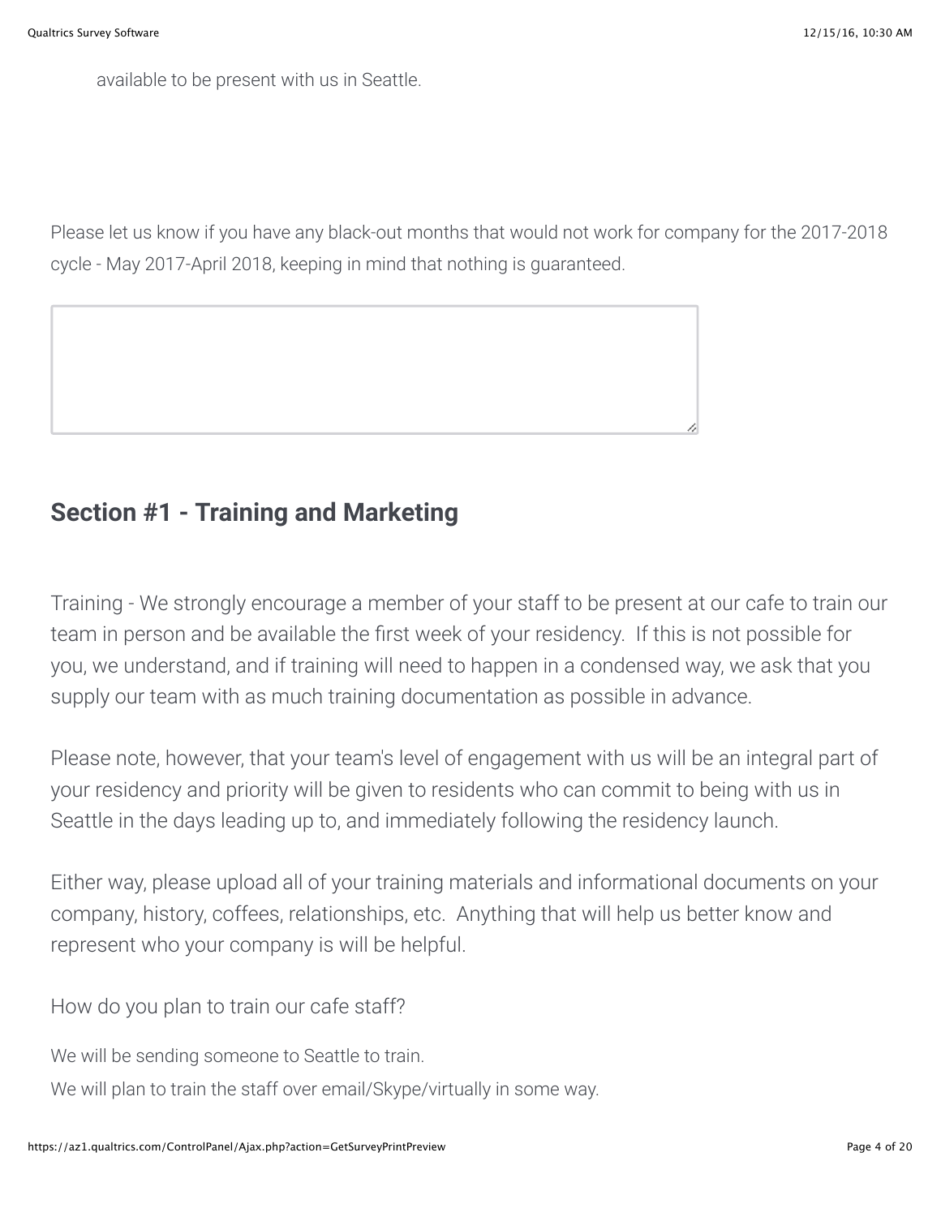available to be present with us in Seattle.

Please let us know if you have any black-out months that would not work for company for the 2017-2018 cycle - May 2017-April 2018, keeping in mind that nothing is guaranteed.

## Section #1 - Training and Marketing

Training - We strongly encourage a member of your staff to be present at our cafe to train our team in person and be available the first week of your residency. If this is not possible for you, we understand, and if training will need to happen in a condensed way, we ask that you supply our team with as much training documentation as possible in advance.

Please note, however, that your team's level of engagement with us will be an integral part of your residency and priority will be given to residents who can commit to being with us in Seattle in the days leading up to, and immediately following the residency launch.

Either way, please upload all of your training materials and informational documents on your company, history, coffees, relationships, etc. Anything that will help us better know and represent who your company is will be helpful.

How do you plan to train our cafe staff?

We will be sending someone to Seattle to train.

We will plan to train the staff over email/Skype/virtually in some way.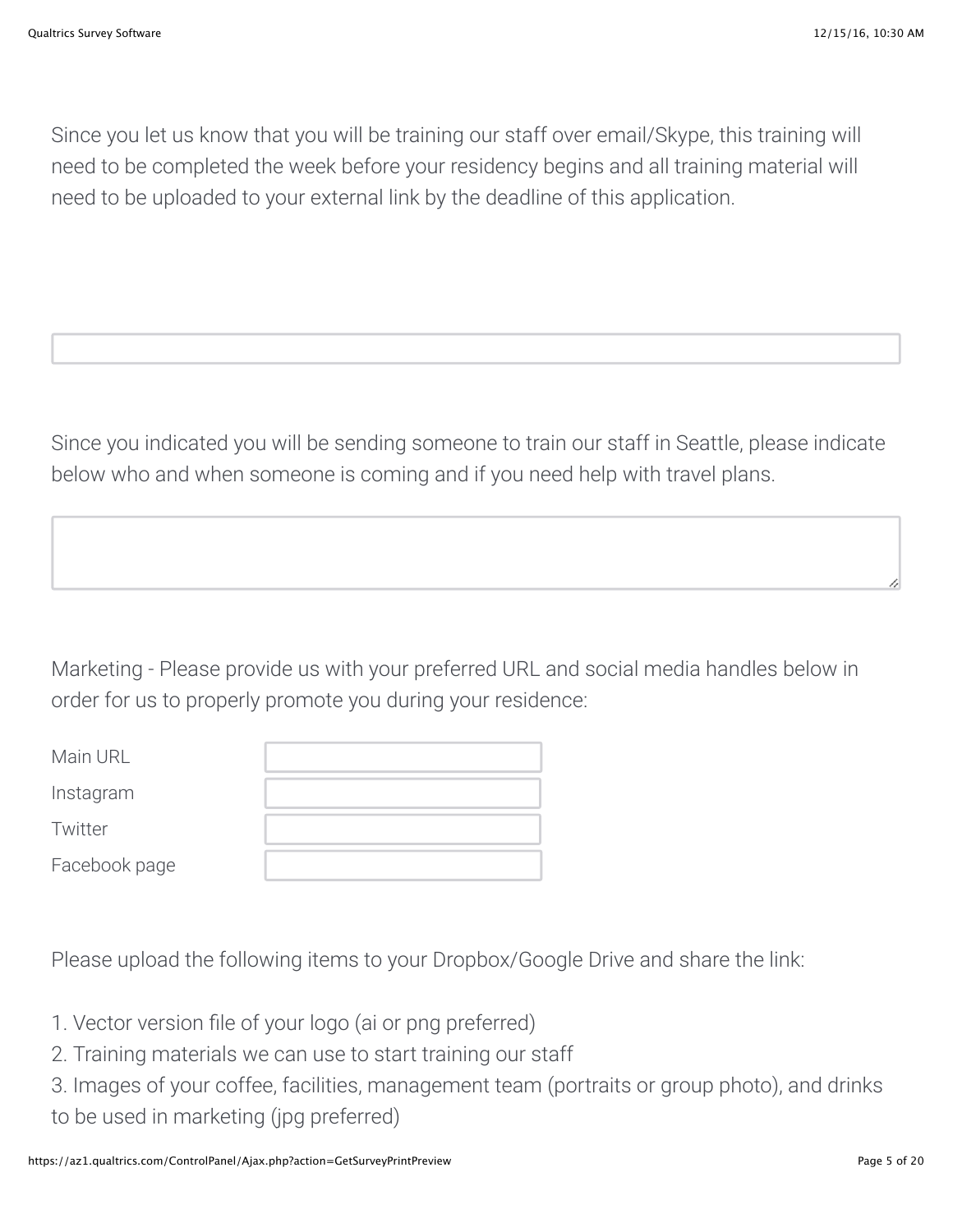Since you let us know that you will be training our staff over email/Skype, this training will need to be completed the week before your residency begins and all training material will need to be uploaded to your external link by the deadline of this application.

Since you indicated you will be sending someone to train our staff in Seattle, please indicate below who and when someone is coming and if you need help with travel plans.

Marketing - Please provide us with your preferred URL and social media handles below in order for us to properly promote you during your residence:

| | |
|---|---|
| Main URL | |
| Instagram | |
| Twitter | |
| Facebook page | |

Please upload the following items to your Dropbox/Google Drive and share the link:

1. Vector version file of your logo (ai or png preferred)
2. Training materials we can use to start training our staff
3. Images of your coffee, facilities, management team (portraits or group photo), and drinks to be used in marketing (jpg preferred)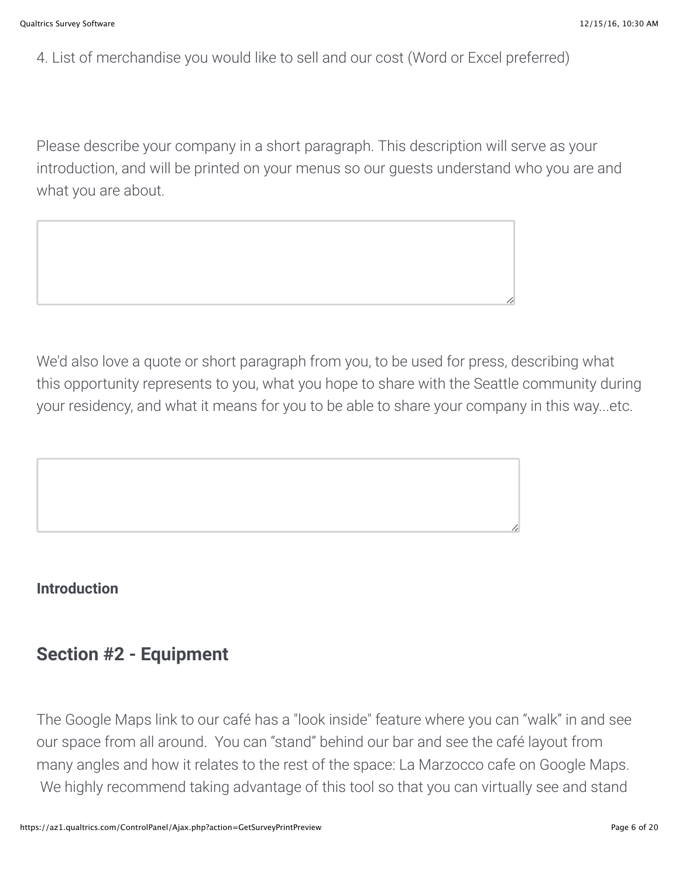4. List of merchandise you would like to sell and our cost (Word or Excel preferred)

Please describe your company in a short paragraph. This description will serve as your introduction, and will be printed on your menus so our guests understand who you are and what you are about.

We'd also love a quote or short paragraph from you, to be used for press, describing what this opportunity represents to you, what you hope to share with the Seattle community during your residency, and what it means for you to be able to share your company in this way...etc.

**Introduction**

## Section #2 - Equipment

The Google Maps link to our café has a "look inside" feature where you can "walk" in and see our space from all around. You can "stand" behind our bar and see the café layout from many angles and how it relates to the rest of the space: La Marzocco cafe on Google Maps. We highly recommend taking advantage of this tool so that you can virtually see and stand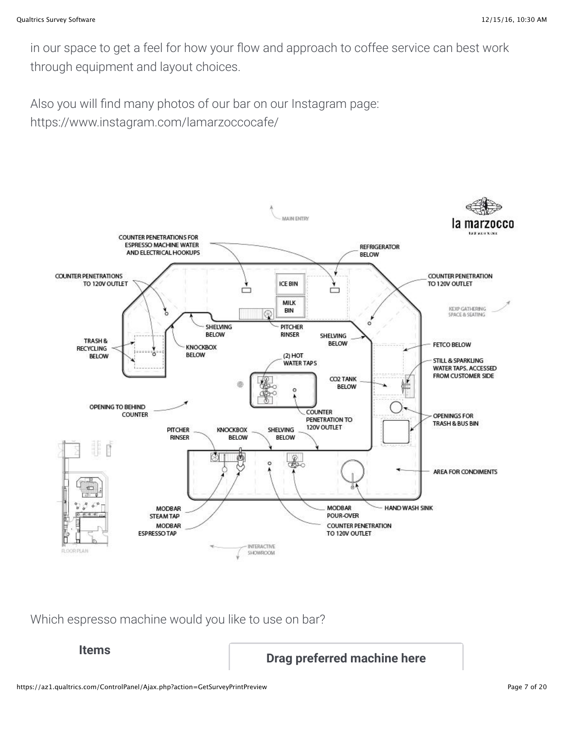in our space to get a feel for how your flow and approach to coffee service can best work through equipment and layout choices.

Also you will find many photos of our bar on our Instagram page: https://www.instagram.com/lamarzoccocafe/

Which espresso machine would you like to use on bar?

| **Items** | **Drag preferred machine here** |
| --- | --- |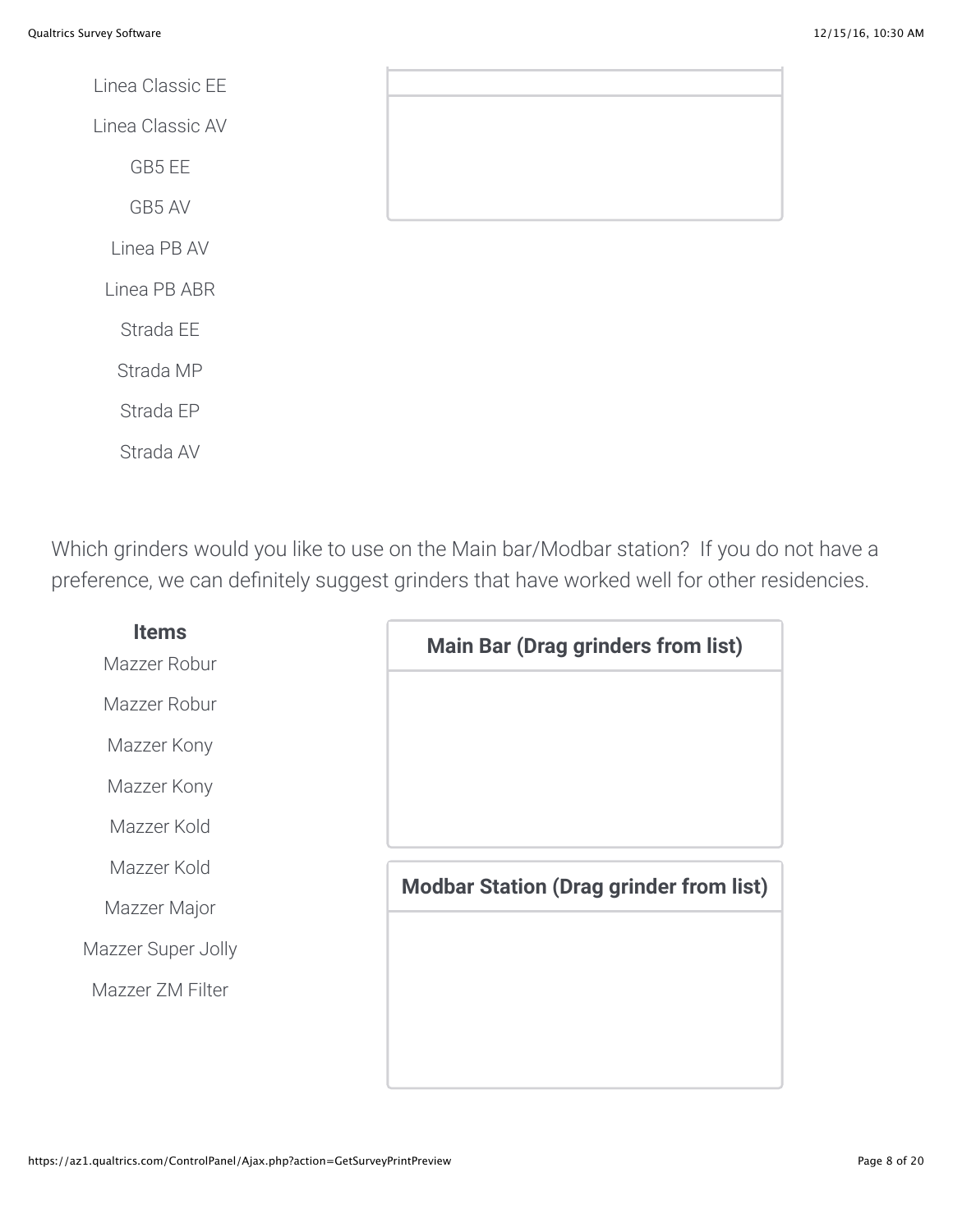Linea Classic EE

Linea Classic AV

GB5 EE

GB5 AV

Linea PB AV

Linea PB ABR

Strada EE

Strada MP

Strada EP

Strada AV

Which grinders would you like to use on the Main bar/Modbar station? If you do not have a preference, we can definitely suggest grinders that have worked well for other residencies.

**Items**

Mazzer Robur

Mazzer Robur

Mazzer Kony

Mazzer Kony

Mazzer Kold

Mazzer Kold

Mazzer Major

Mazzer Super Jolly

Mazzer ZM Filter

**Main Bar (Drag grinders from list)**

**Modbar Station (Drag grinder from list)**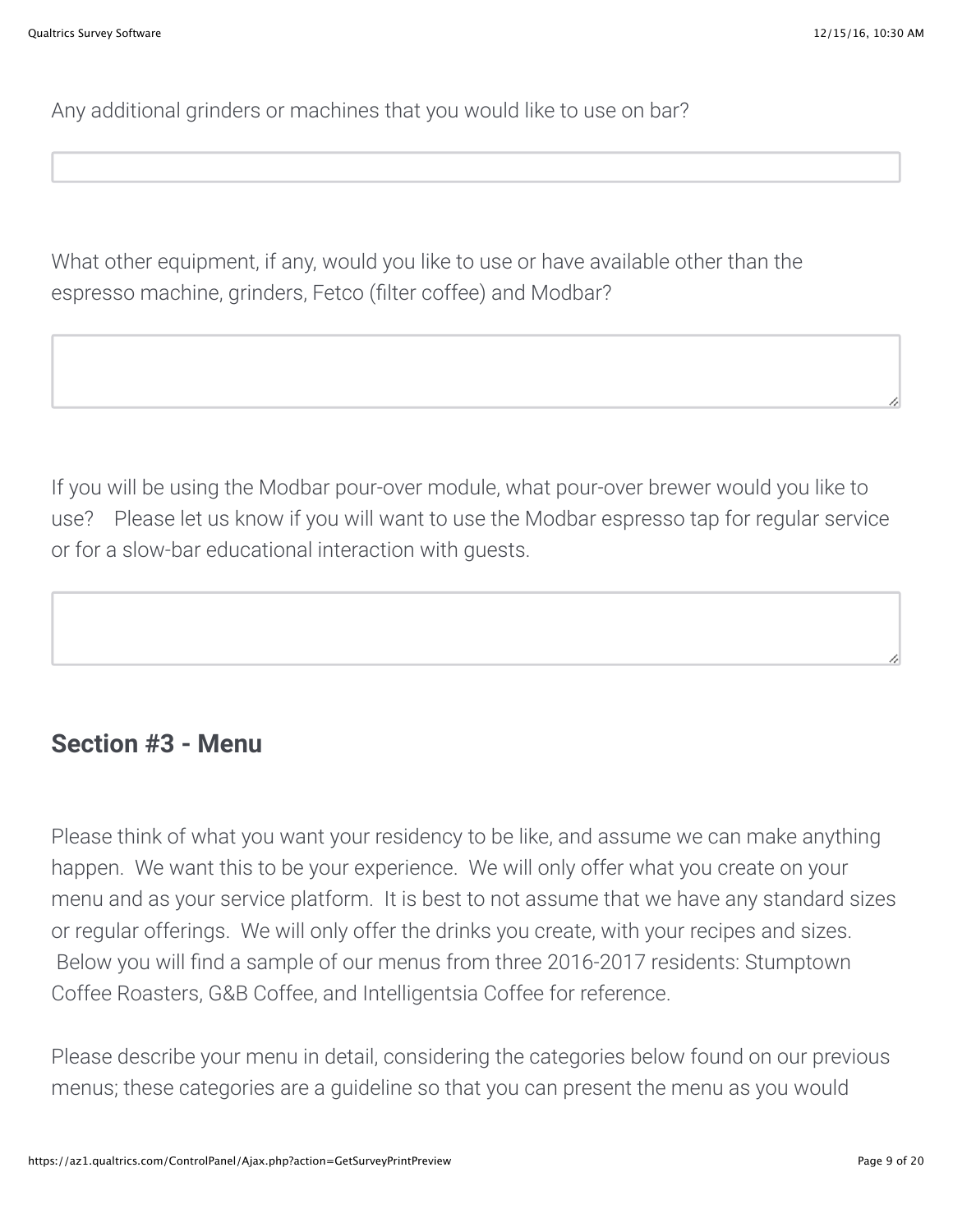Any additional grinders or machines that you would like to use on bar?

What other equipment, if any, would you like to use or have available other than the espresso machine, grinders, Fetco (filter coffee) and Modbar?

If you will be using the Modbar pour-over module, what pour-over brewer would you like to use?   Please let us know if you will want to use the Modbar espresso tap for regular service or for a slow-bar educational interaction with guests.

## Section #3 - Menu

Please think of what you want your residency to be like, and assume we can make anything happen.  We want this to be your experience.  We will only offer what you create on your menu and as your service platform.  It is best to not assume that we have any standard sizes or regular offerings.  We will only offer the drinks you create, with your recipes and sizes.  Below you will find a sample of our menus from three 2016-2017 residents: Stumptown Coffee Roasters, G&B Coffee, and Intelligentsia Coffee for reference.

Please describe your menu in detail, considering the categories below found on our previous menus; these categories are a guideline so that you can present the menu as you would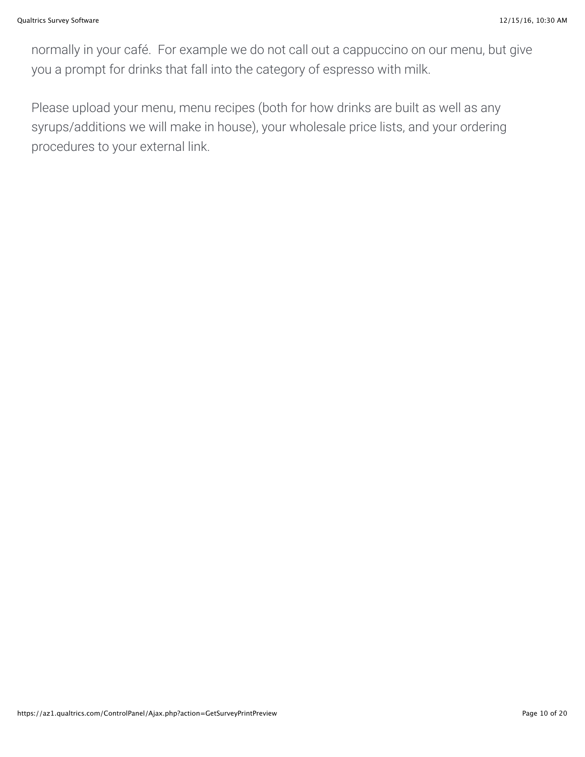normally in your café.  For example we do not call out a cappuccino on our menu, but give you a prompt for drinks that fall into the category of espresso with milk.

Please upload your menu, menu recipes (both for how drinks are built as well as any syrups/additions we will make in house), your wholesale price lists, and your ordering procedures to your external link.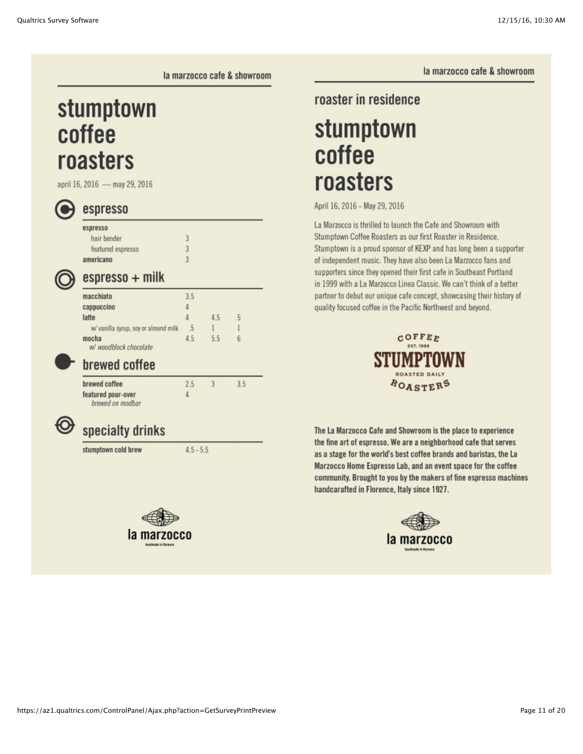la marzocco cafe & showroom

# stumptown coffee roasters

april 16, 2016 — may 29, 2016

## espresso

| | | | |
|---|---|---|---|
| **espresso** | | | |
| hair bender | 3 | | |
| featured espresso | 3 | | |
| **americano** | 3 | | |

## espresso + milk

| | | | |
|---|---|---|---|
| **macchiato** | 3.5 | | |
| **cappuccino** | 4 | | |
| **latte** | 4 | 4.5 | 5 |
| w/ vanilla syrup, soy or almond milk | .5 | 1 | 1 |
| **mocha** *w/ woodblock chocolate* | 4.5 | 5.5 | 6 |

## brewed coffee

| | | | |
|---|---|---|---|
| **brewed coffee** | 2.5 | 3 | 3.5 |
| **featured pour-over** *brewed on modbar* | 4 | | |

## specialty drinks

| | |
|---|---|
| **stumptown cold brew** | 4.5 - 5.5 |

la marzocco
handmade in florence

la marzocco cafe & showroom

### roaster in residence

# stumptown coffee roasters

April 16, 2016 - May 29, 2016

La Marzocco is thrilled to launch the Cafe and Showroom with Stumptown Coffee Roasters as our first Roaster in Residence. Stumptown is a proud sponsor of KEXP and has long been a supporter of independent music. They have also been La Marzocco fans and supporters since they opened their first cafe in Southeast Portland in 1999 with a La Marzocco Linea Classic. We can't think of a better partner to debut our unique cafe concept, showcasing their history of quality focused coffee in the Pacific Northwest and beyond.

COFFEE
EST. 1999
STUMPTOWN
ROASTED DAILY
ROASTERS

**The La Marzocco Cafe and Showroom is the place to experience the fine art of espresso. We are a neighborhood cafe that serves as a stage for the world's best coffee brands and baristas, the La Marzocco Home Espresso Lab, and an event space for the coffee community. Brought to you by the makers of fine espresso machines handcarafted in Florence, Italy since 1927.**

la marzocco
handmade in florence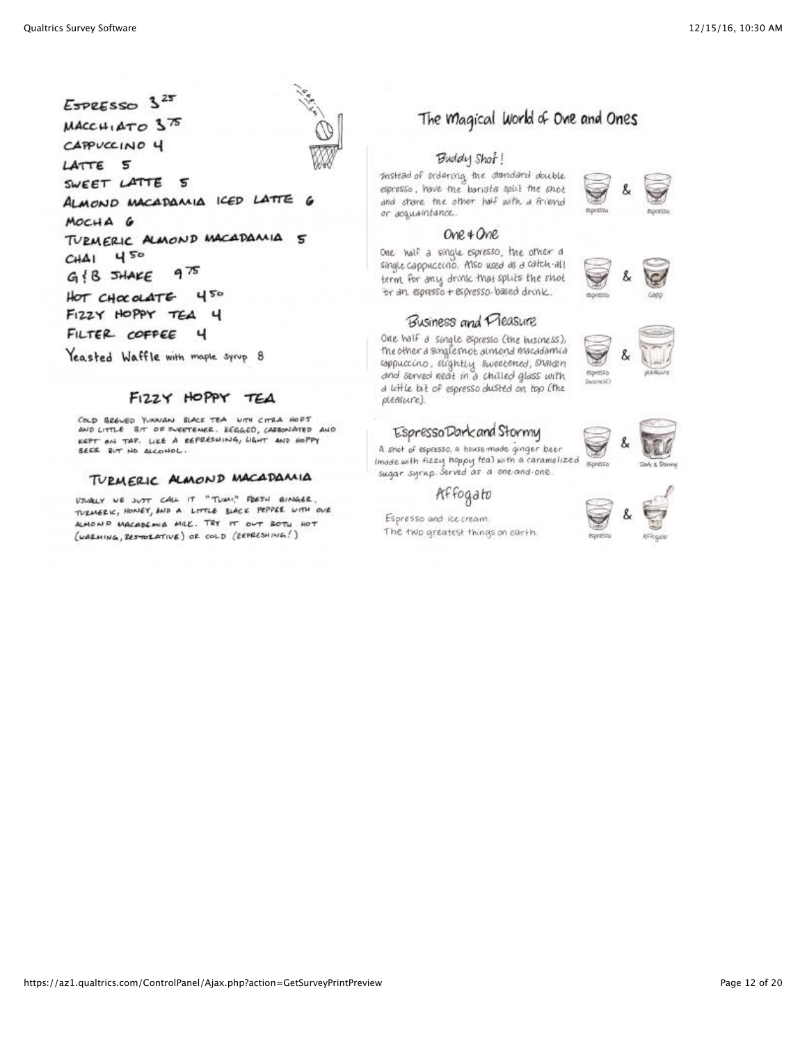ESPRESSO 3.25
MACCHIATO 3.75
CAPPUCCINO 4
LATTE 5
SWEET LATTE 5
ALMOND MACADAMIA ICED LATTE 6
MOCHA 6
TURMERIC ALMOND MACADAMIA 5
CHAI 4.50
G&B SHAKE 9.75
HOT CHOCOLATE 4.50
FIZZY HOPPY TEA 4
FILTER COFFEE 4
Yeasted Waffle with maple syrup 8

## FIZZY HOPPY TEA

COLD BREWED YUNNAN BLACK TEA WITH CITRA HOPS AND LITTLE BIT OF SWEETENER. KEGGED, CARBONATED AND KEPT ON TAP. LIKE A REFRESHING, LIGHT AND HOPPY BEER BUT NO ALCOHOL.

## TURMERIC ALMOND MACADAMIA

USUALLY WE JUST CALL IT "TUMI." FRESH GINGER, TURMERIC, HONEY, AND A LITTLE BLACK PEPPER WITH OUR ALMOND MACADAMIA MILK. TRY IT OUT BOTH HOT (WARMING, RESTORATIVE) OR COLD (REFRESHING!)

# The Magical World of One and Ones

## Buddy Shot!

Instead of ordering the standard double espresso, have the barista split the shot and share the other half with a friend or acquaintance.

espresso & espresso

## One & One

One half a single espresso, the other a single cappuccino. Also used as a catch-all term for any drink that splits the shot for an espresso + espresso-based drink.

espresso & capp

## Business and Pleasure

One half a single espresso (the business), the other a singleshot almond macadamia cappuccino, slightly sweetened, shaken and served neat in a chilled glass with a little bit of espresso dusted on top (the pleasure).

espresso (business) & pleasure

## Espresso Dark and Stormy

A shot of espresso, a house-made ginger beer (made with fizzy hoppy tea) with a caramelized sugar syrup. Served as a one-and-one.

espresso & Dark & Stormy

## Affogato

Espresso and ice cream.
The two greatest things on earth.

espresso & Affogato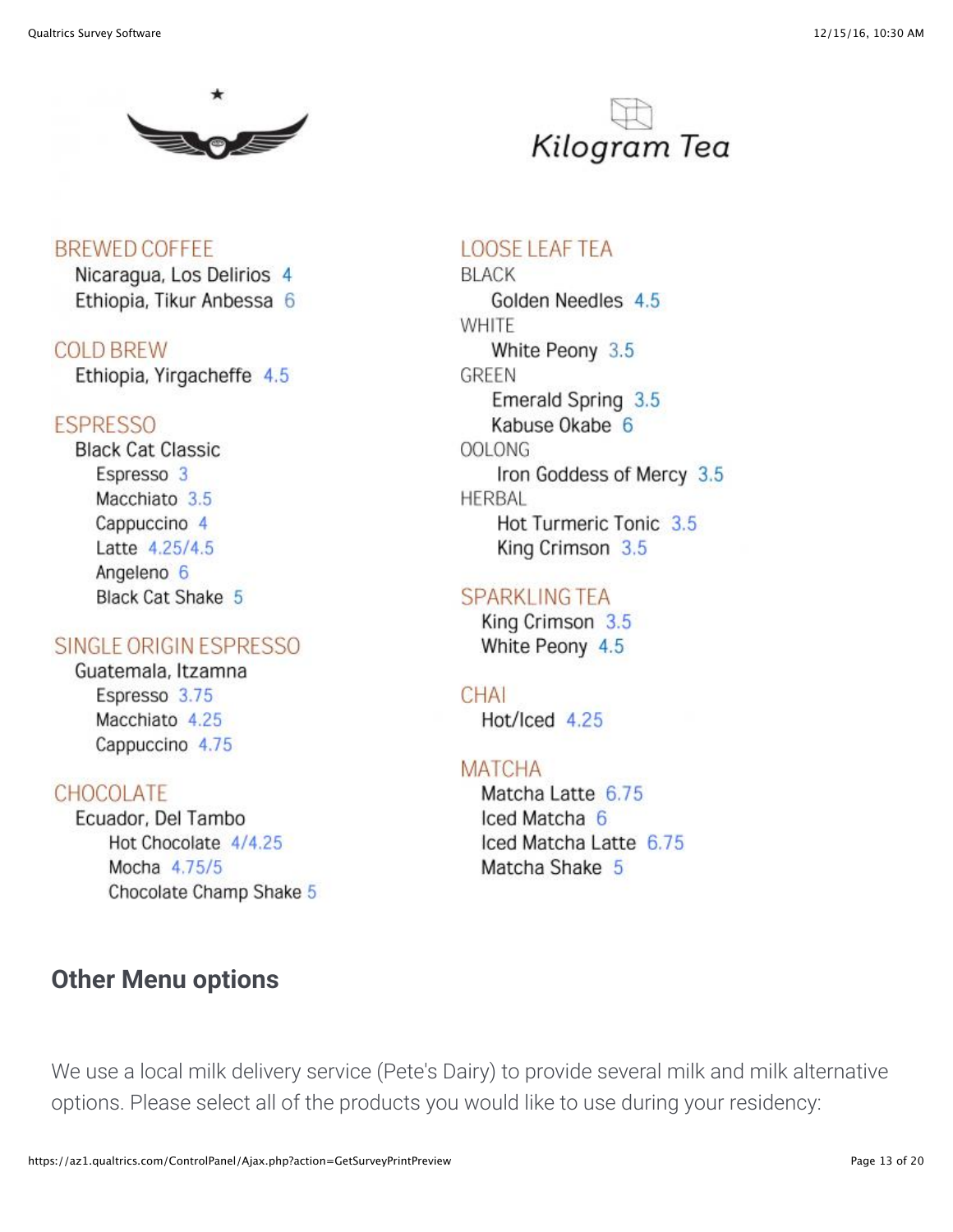Kilogram Tea

**BREWED COFFEE**

- Nicaragua, Los Delirios 4
- Ethiopia, Tikur Anbessa 6

**COLD BREW**

- Ethiopia, Yirgacheffe 4.5

**ESPRESSO**

- Black Cat Classic
  - Espresso 3
  - Macchiato 3.5
  - Cappuccino 4
  - Latte 4.25/4.5
  - Angeleno 6
  - Black Cat Shake 5

**SINGLE ORIGIN ESPRESSO**

- Guatemala, Itzamna
  - Espresso 3.75
  - Macchiato 4.25
  - Cappuccino 4.75

**CHOCOLATE**

- Ecuador, Del Tambo
  - Hot Chocolate 4/4.25
  - Mocha 4.75/5
  - Chocolate Champ Shake 5

**LOOSE LEAF TEA**

- BLACK
  - Golden Needles 4.5
- WHITE
  - White Peony 3.5
- GREEN
  - Emerald Spring 3.5
  - Kabuse Okabe 6
- OOLONG
  - Iron Goddess of Mercy 3.5
- HERBAL
  - Hot Turmeric Tonic 3.5
  - King Crimson 3.5

**SPARKLING TEA**

- King Crimson 3.5
- White Peony 4.5

**CHAI**

- Hot/Iced 4.25

**MATCHA**

- Matcha Latte 6.75
- Iced Matcha 6
- Iced Matcha Latte 6.75
- Matcha Shake 5

## Other Menu options

We use a local milk delivery service (Pete's Dairy) to provide several milk and milk alternative options. Please select all of the products you would like to use during your residency: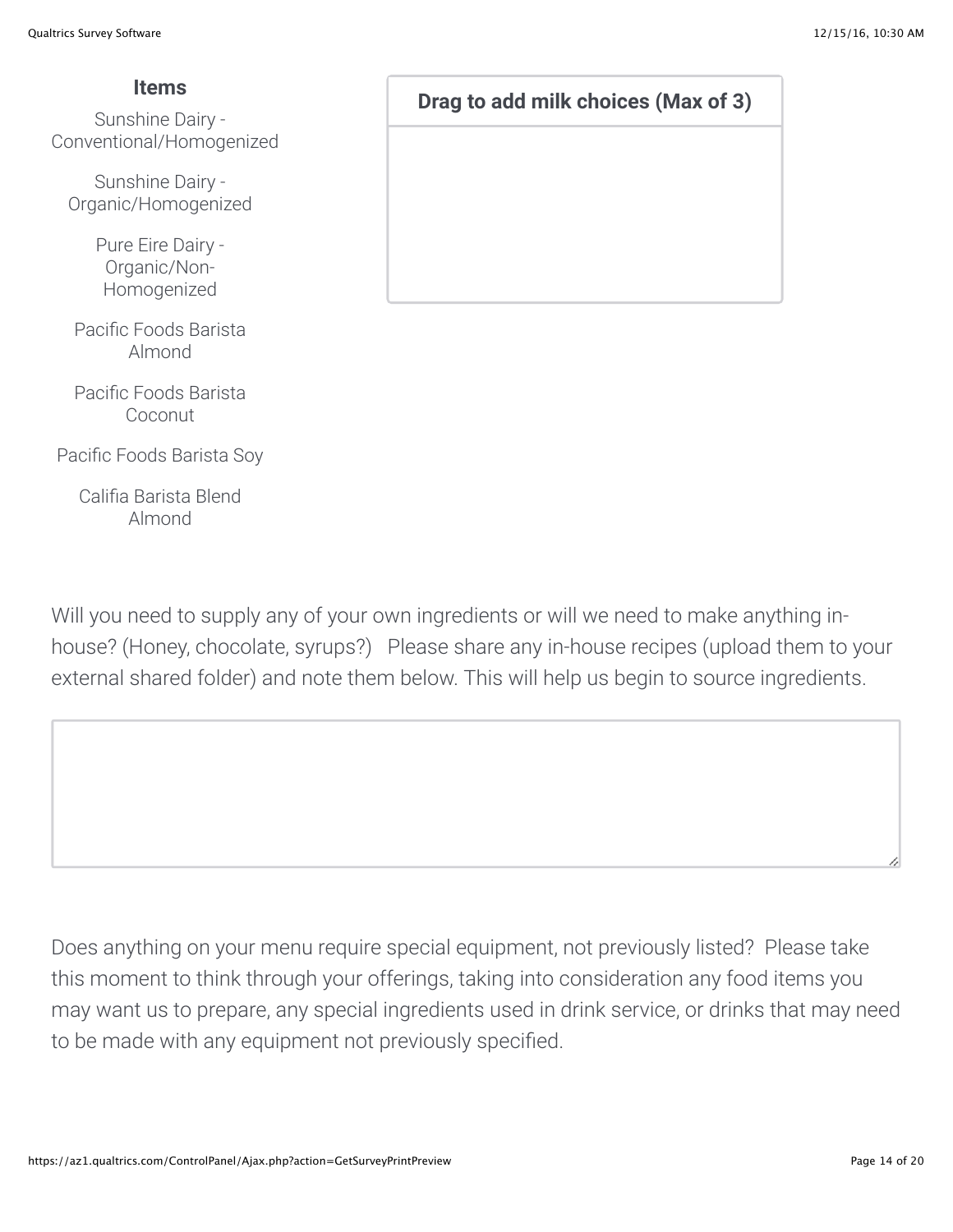| Items | Drag to add milk choices (Max of 3) |
| --- | --- |
| Sunshine Dairy - Conventional/Homogenized | |
| Sunshine Dairy - Organic/Homogenized | |
| Pure Eire Dairy - Organic/Non-Homogenized | |
| Pacific Foods Barista Almond | |
| Pacific Foods Barista Coconut | |
| Pacific Foods Barista Soy | |
| Califia Barista Blend Almond | |

Will you need to supply any of your own ingredients or will we need to make anything in-house? (Honey, chocolate, syrups?) Please share any in-house recipes (upload them to your external shared folder) and note them below. This will help us begin to source ingredients.

Does anything on your menu require special equipment, not previously listed? Please take this moment to think through your offerings, taking into consideration any food items you may want us to prepare, any special ingredients used in drink service, or drinks that may need to be made with any equipment not previously specified.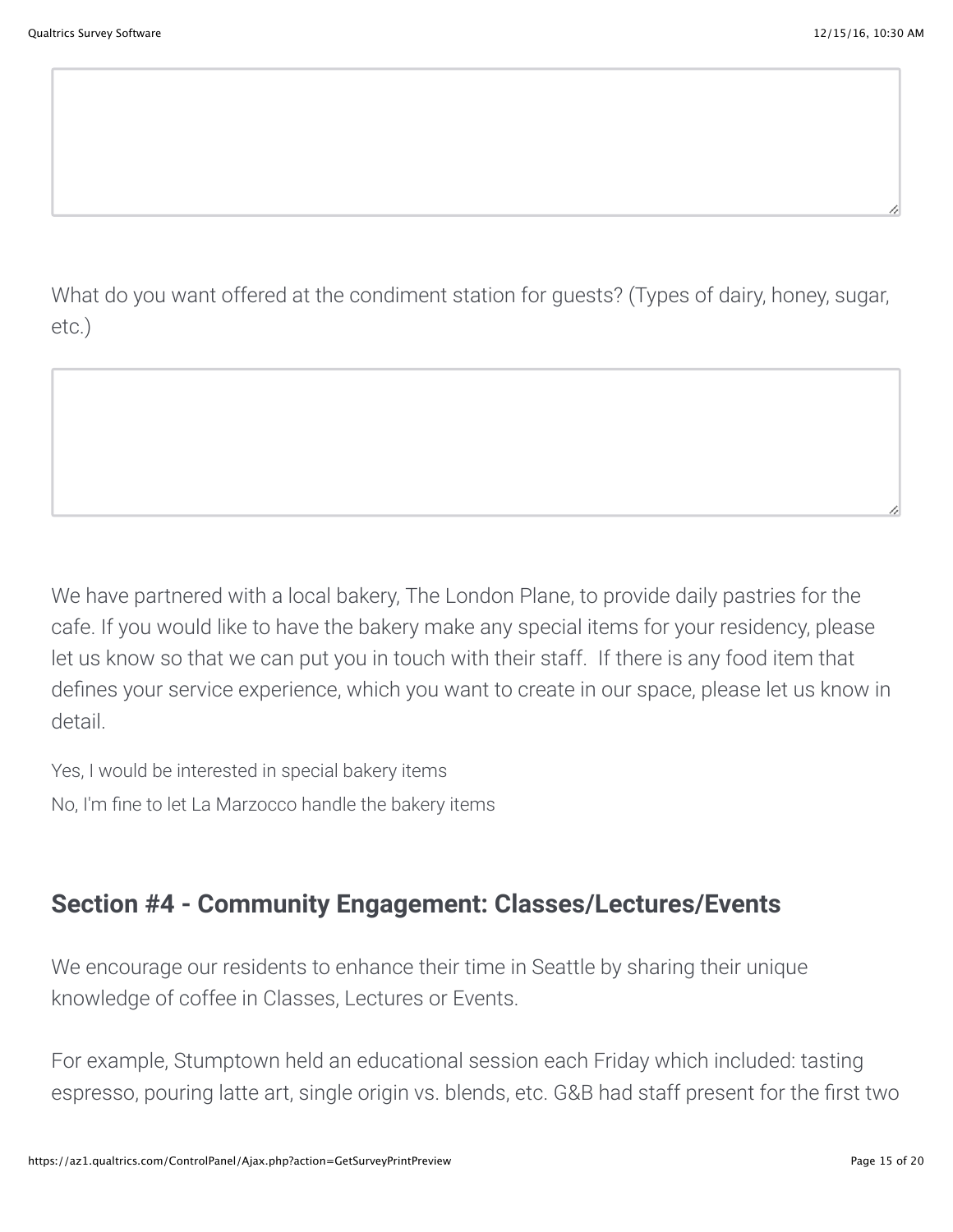What do you want offered at the condiment station for guests? (Types of dairy, honey, sugar, etc.)

We have partnered with a local bakery, The London Plane, to provide daily pastries for the cafe. If you would like to have the bakery make any special items for your residency, please let us know so that we can put you in touch with their staff. If there is any food item that defines your service experience, which you want to create in our space, please let us know in detail.

Yes, I would be interested in special bakery items

No, I'm fine to let La Marzocco handle the bakery items

## Section #4 - Community Engagement: Classes/Lectures/Events

We encourage our residents to enhance their time in Seattle by sharing their unique knowledge of coffee in Classes, Lectures or Events.

For example, Stumptown held an educational session each Friday which included: tasting espresso, pouring latte art, single origin vs. blends, etc. G&B had staff present for the first two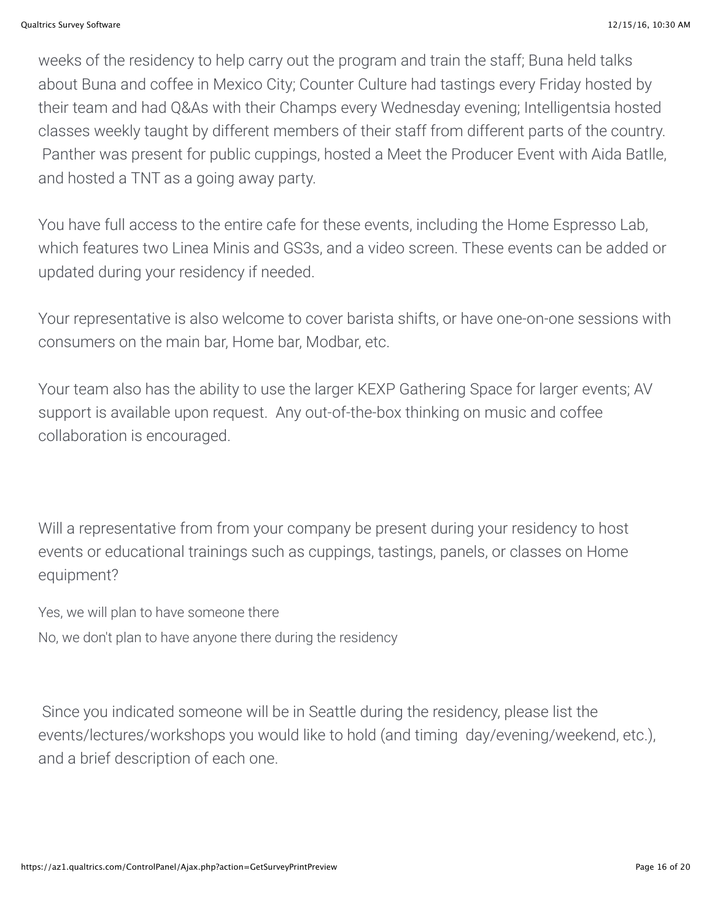weeks of the residency to help carry out the program and train the staff; Buna held talks about Buna and coffee in Mexico City; Counter Culture had tastings every Friday hosted by their team and had Q&As with their Champs every Wednesday evening; Intelligentsia hosted classes weekly taught by different members of their staff from different parts of the country. Panther was present for public cuppings, hosted a Meet the Producer Event with Aida Batlle, and hosted a TNT as a going away party.

You have full access to the entire cafe for these events, including the Home Espresso Lab, which features two Linea Minis and GS3s, and a video screen. These events can be added or updated during your residency if needed.

Your representative is also welcome to cover barista shifts, or have one-on-one sessions with consumers on the main bar, Home bar, Modbar, etc.

Your team also has the ability to use the larger KEXP Gathering Space for larger events; AV support is available upon request. Any out-of-the-box thinking on music and coffee collaboration is encouraged.

Will a representative from from your company be present during your residency to host events or educational trainings such as cuppings, tastings, panels, or classes on Home equipment?

Yes, we will plan to have someone there

No, we don't plan to have anyone there during the residency

Since you indicated someone will be in Seattle during the residency, please list the events/lectures/workshops you would like to hold (and timing day/evening/weekend, etc.), and a brief description of each one.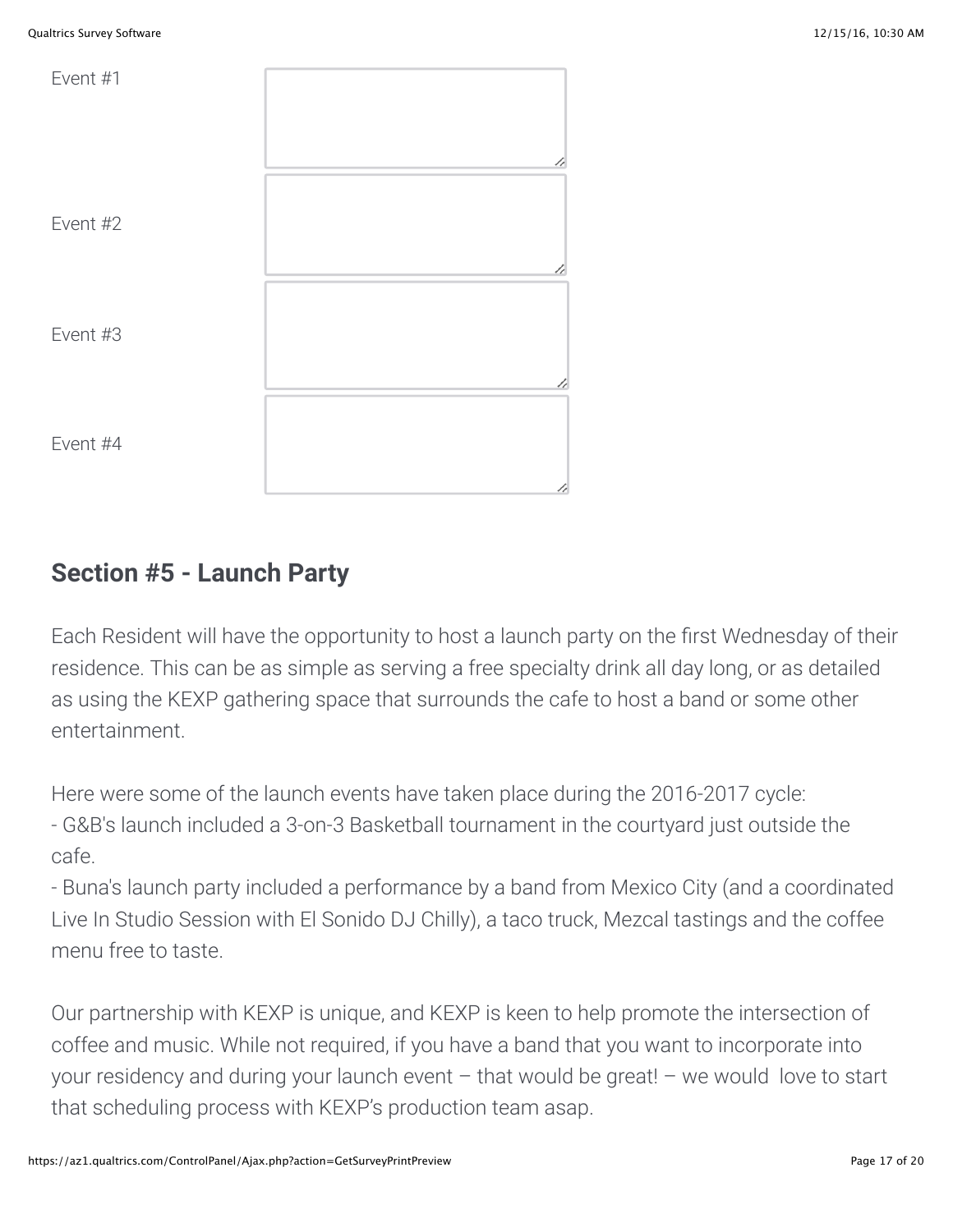Event #1

Event #2

Event #3

Event #4

## Section #5 - Launch Party

Each Resident will have the opportunity to host a launch party on the first Wednesday of their residence. This can be as simple as serving a free specialty drink all day long, or as detailed as using the KEXP gathering space that surrounds the cafe to host a band or some other entertainment.

Here were some of the launch events have taken place during the 2016-2017 cycle:
- G&B's launch included a 3-on-3 Basketball tournament in the courtyard just outside the cafe.
- Buna's launch party included a performance by a band from Mexico City (and a coordinated Live In Studio Session with El Sonido DJ Chilly), a taco truck, Mezcal tastings and the coffee menu free to taste.

Our partnership with KEXP is unique, and KEXP is keen to help promote the intersection of coffee and music. While not required, if you have a band that you want to incorporate into your residency and during your launch event – that would be great! – we would love to start that scheduling process with KEXP's production team asap.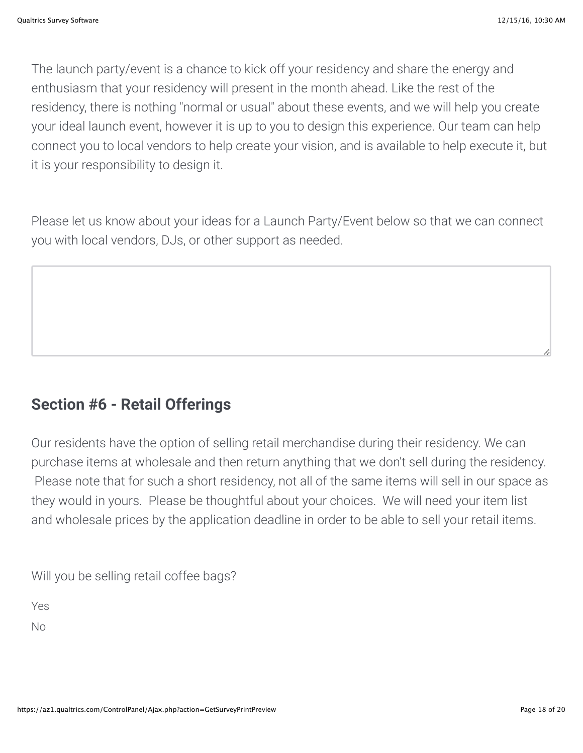The launch party/event is a chance to kick off your residency and share the energy and enthusiasm that your residency will present in the month ahead. Like the rest of the residency, there is nothing "normal or usual" about these events, and we will help you create your ideal launch event, however it is up to you to design this experience. Our team can help connect you to local vendors to help create your vision, and is available to help execute it, but it is your responsibility to design it.

Please let us know about your ideas for a Launch Party/Event below so that we can connect you with local vendors, DJs, or other support as needed.

## Section #6 - Retail Offerings

Our residents have the option of selling retail merchandise during their residency. We can purchase items at wholesale and then return anything that we don't sell during the residency. Please note that for such a short residency, not all of the same items will sell in our space as they would in yours. Please be thoughtful about your choices. We will need your item list and wholesale prices by the application deadline in order to be able to sell your retail items.

Will you be selling retail coffee bags?

Yes

No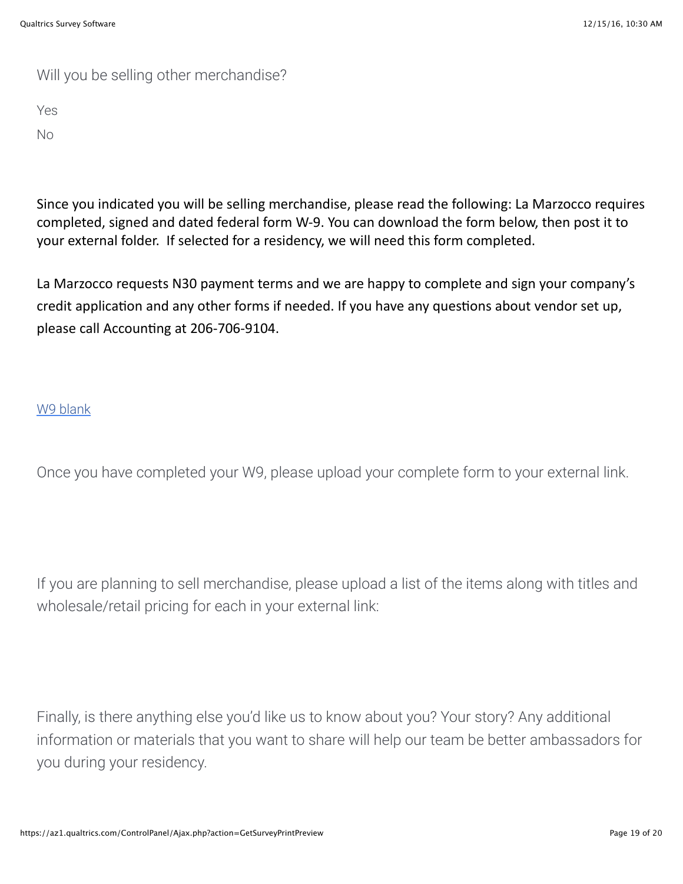Will you be selling other merchandise?

Yes

No

Since you indicated you will be selling merchandise, please read the following: La Marzocco requires completed, signed and dated federal form W-9. You can download the form below, then post it to your external folder. If selected for a residency, we will need this form completed.

La Marzocco requests N30 payment terms and we are happy to complete and sign your company's credit application and any other forms if needed. If you have any questions about vendor set up, please call Accounting at 206-706-9104.

W9 blank

Once you have completed your W9, please upload your complete form to your external link.

If you are planning to sell merchandise, please upload a list of the items along with titles and wholesale/retail pricing for each in your external link:

Finally, is there anything else you'd like us to know about you? Your story? Any additional information or materials that you want to share will help our team be better ambassadors for you during your residency.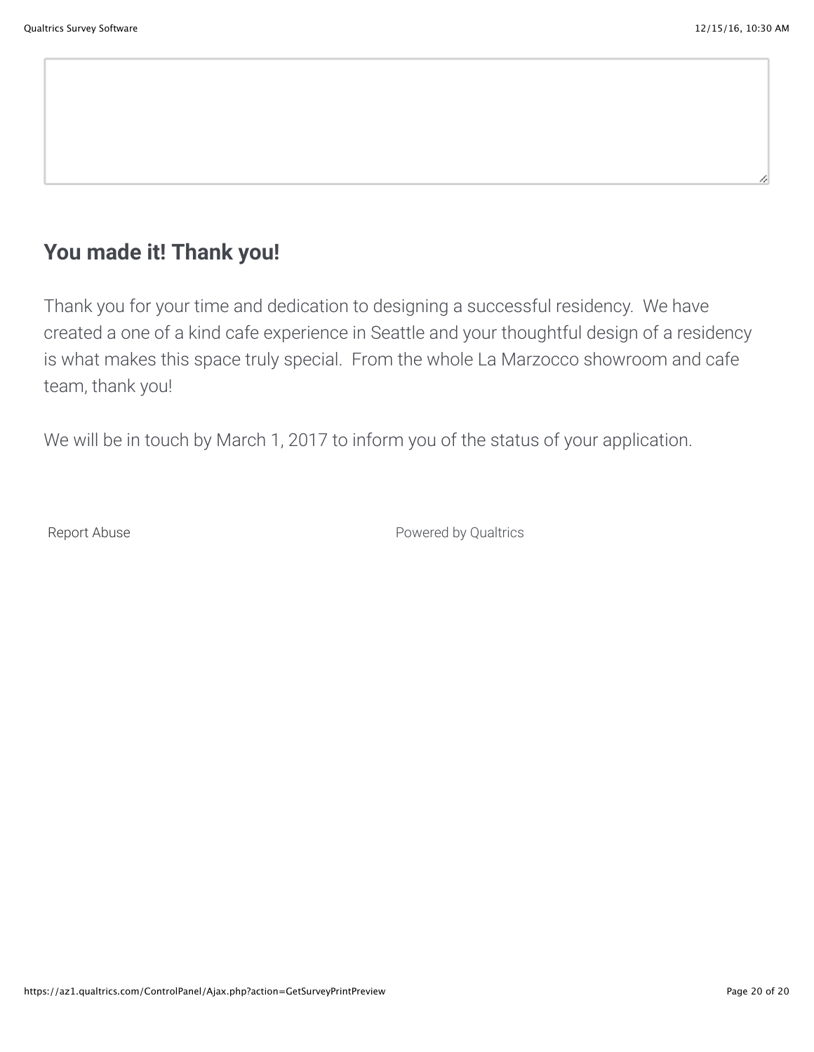## You made it! Thank you!

Thank you for your time and dedication to designing a successful residency. We have created a one of a kind cafe experience in Seattle and your thoughtful design of a residency is what makes this space truly special. From the whole La Marzocco showroom and cafe team, thank you!

We will be in touch by March 1, 2017 to inform you of the status of your application.

Report Abuse

Powered by Qualtrics